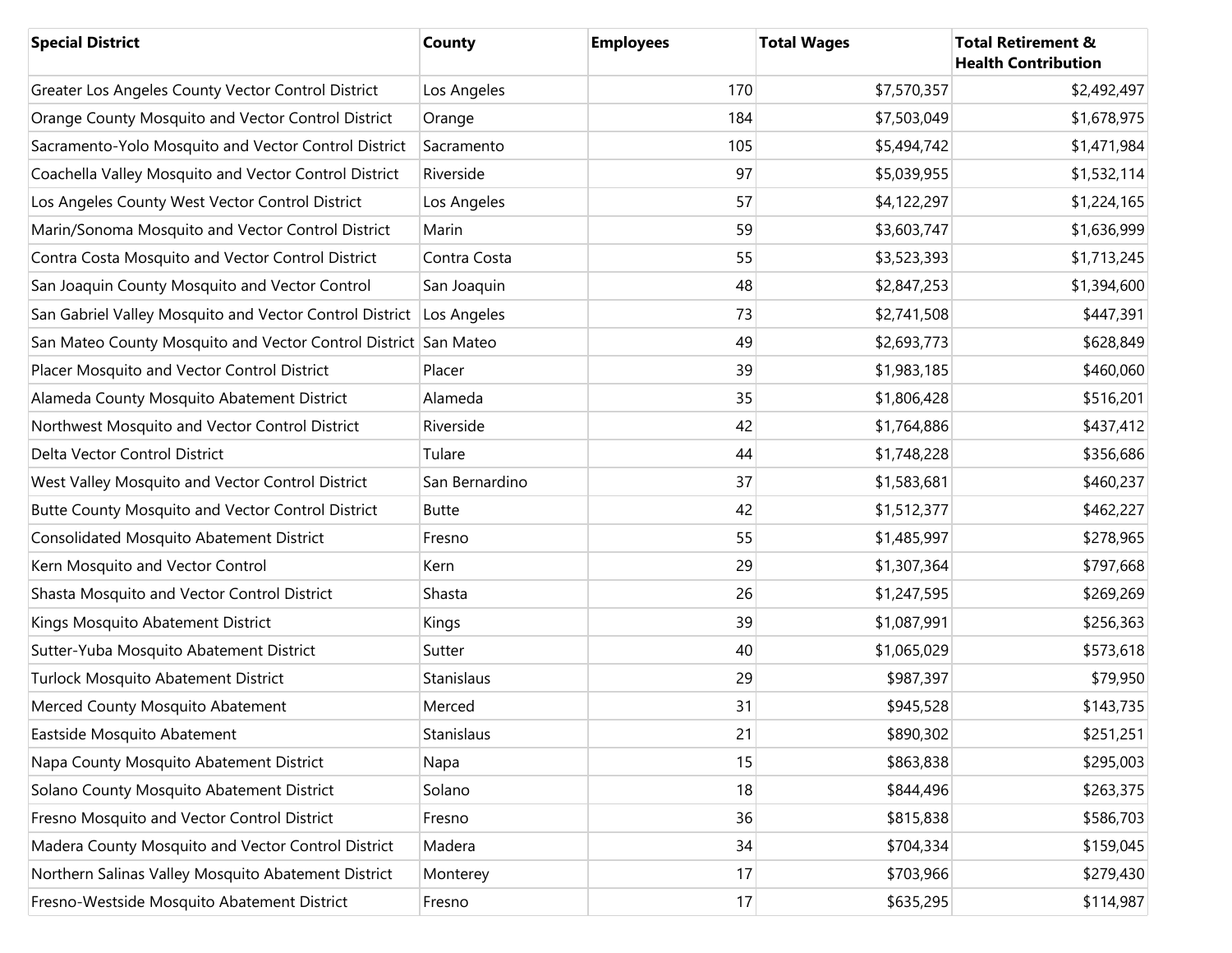| Special District | County | Employees | Total Wages | Total Retirement & Health Contribution |
|---|---|---|---|---|
| Greater Los Angeles County Vector Control District | Los Angeles | 170 | $7,570,357 | $2,492,497 |
| Orange County Mosquito and Vector Control District | Orange | 184 | $7,503,049 | $1,678,975 |
| Sacramento-Yolo Mosquito and Vector Control District | Sacramento | 105 | $5,494,742 | $1,471,984 |
| Coachella Valley Mosquito and Vector Control District | Riverside | 97 | $5,039,955 | $1,532,114 |
| Los Angeles County West Vector Control District | Los Angeles | 57 | $4,122,297 | $1,224,165 |
| Marin/Sonoma Mosquito and Vector Control District | Marin | 59 | $3,603,747 | $1,636,999 |
| Contra Costa Mosquito and Vector Control District | Contra Costa | 55 | $3,523,393 | $1,713,245 |
| San Joaquin County Mosquito and Vector Control | San Joaquin | 48 | $2,847,253 | $1,394,600 |
| San Gabriel Valley Mosquito and Vector Control District | Los Angeles | 73 | $2,741,508 | $447,391 |
| San Mateo County Mosquito and Vector Control District | San Mateo | 49 | $2,693,773 | $628,849 |
| Placer Mosquito and Vector Control District | Placer | 39 | $1,983,185 | $460,060 |
| Alameda County Mosquito Abatement District | Alameda | 35 | $1,806,428 | $516,201 |
| Northwest Mosquito and Vector Control District | Riverside | 42 | $1,764,886 | $437,412 |
| Delta Vector Control District | Tulare | 44 | $1,748,228 | $356,686 |
| West Valley Mosquito and Vector Control District | San Bernardino | 37 | $1,583,681 | $460,237 |
| Butte County Mosquito and Vector Control District | Butte | 42 | $1,512,377 | $462,227 |
| Consolidated Mosquito Abatement District | Fresno | 55 | $1,485,997 | $278,965 |
| Kern Mosquito and Vector Control | Kern | 29 | $1,307,364 | $797,668 |
| Shasta Mosquito and Vector Control District | Shasta | 26 | $1,247,595 | $269,269 |
| Kings Mosquito Abatement District | Kings | 39 | $1,087,991 | $256,363 |
| Sutter-Yuba Mosquito Abatement District | Sutter | 40 | $1,065,029 | $573,618 |
| Turlock Mosquito Abatement District | Stanislaus | 29 | $987,397 | $79,950 |
| Merced County Mosquito Abatement | Merced | 31 | $945,528 | $143,735 |
| Eastside Mosquito Abatement | Stanislaus | 21 | $890,302 | $251,251 |
| Napa County Mosquito Abatement District | Napa | 15 | $863,838 | $295,003 |
| Solano County Mosquito Abatement District | Solano | 18 | $844,496 | $263,375 |
| Fresno Mosquito and Vector Control District | Fresno | 36 | $815,838 | $586,703 |
| Madera County Mosquito and Vector Control District | Madera | 34 | $704,334 | $159,045 |
| Northern Salinas Valley Mosquito Abatement District | Monterey | 17 | $703,966 | $279,430 |
| Fresno-Westside Mosquito Abatement District | Fresno | 17 | $635,295 | $114,987 |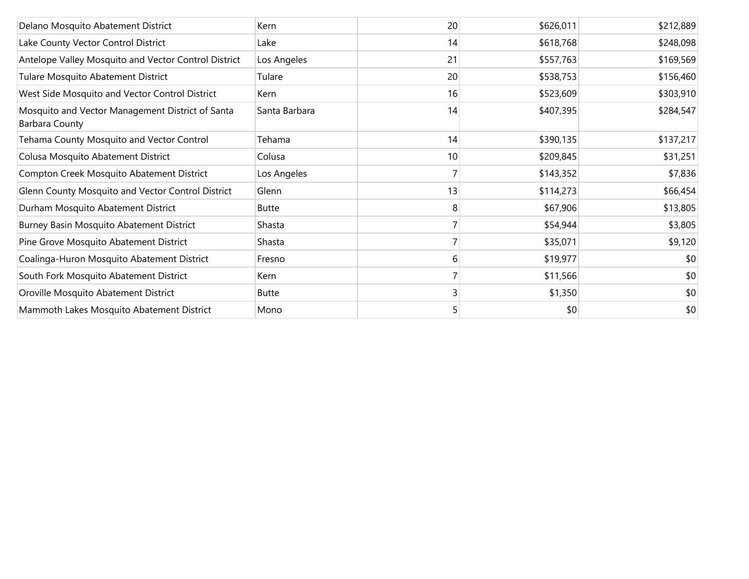| | | | | |
|---|---|---|---|---|
| Delano Mosquito Abatement District | Kern | 20 | $626,011 | $212,889 |
| Lake County Vector Control District | Lake | 14 | $618,768 | $248,098 |
| Antelope Valley Mosquito and Vector Control District | Los Angeles | 21 | $557,763 | $169,569 |
| Tulare Mosquito Abatement District | Tulare | 20 | $538,753 | $156,460 |
| West Side Mosquito and Vector Control District | Kern | 16 | $523,609 | $303,910 |
| Mosquito and Vector Management District of Santa Barbara County | Santa Barbara | 14 | $407,395 | $284,547 |
| Tehama County Mosquito and Vector Control | Tehama | 14 | $390,135 | $137,217 |
| Colusa Mosquito Abatement District | Colusa | 10 | $209,845 | $31,251 |
| Compton Creek Mosquito Abatement District | Los Angeles | 7 | $143,352 | $7,836 |
| Glenn County Mosquito and Vector Control District | Glenn | 13 | $114,273 | $66,454 |
| Durham Mosquito Abatement District | Butte | 8 | $67,906 | $13,805 |
| Burney Basin Mosquito Abatement District | Shasta | 7 | $54,944 | $3,805 |
| Pine Grove Mosquito Abatement District | Shasta | 7 | $35,071 | $9,120 |
| Coalinga-Huron Mosquito Abatement District | Fresno | 6 | $19,977 | $0 |
| South Fork Mosquito Abatement District | Kern | 7 | $11,566 | $0 |
| Oroville Mosquito Abatement District | Butte | 3 | $1,350 | $0 |
| Mammoth Lakes Mosquito Abatement District | Mono | 5 | $0 | $0 |